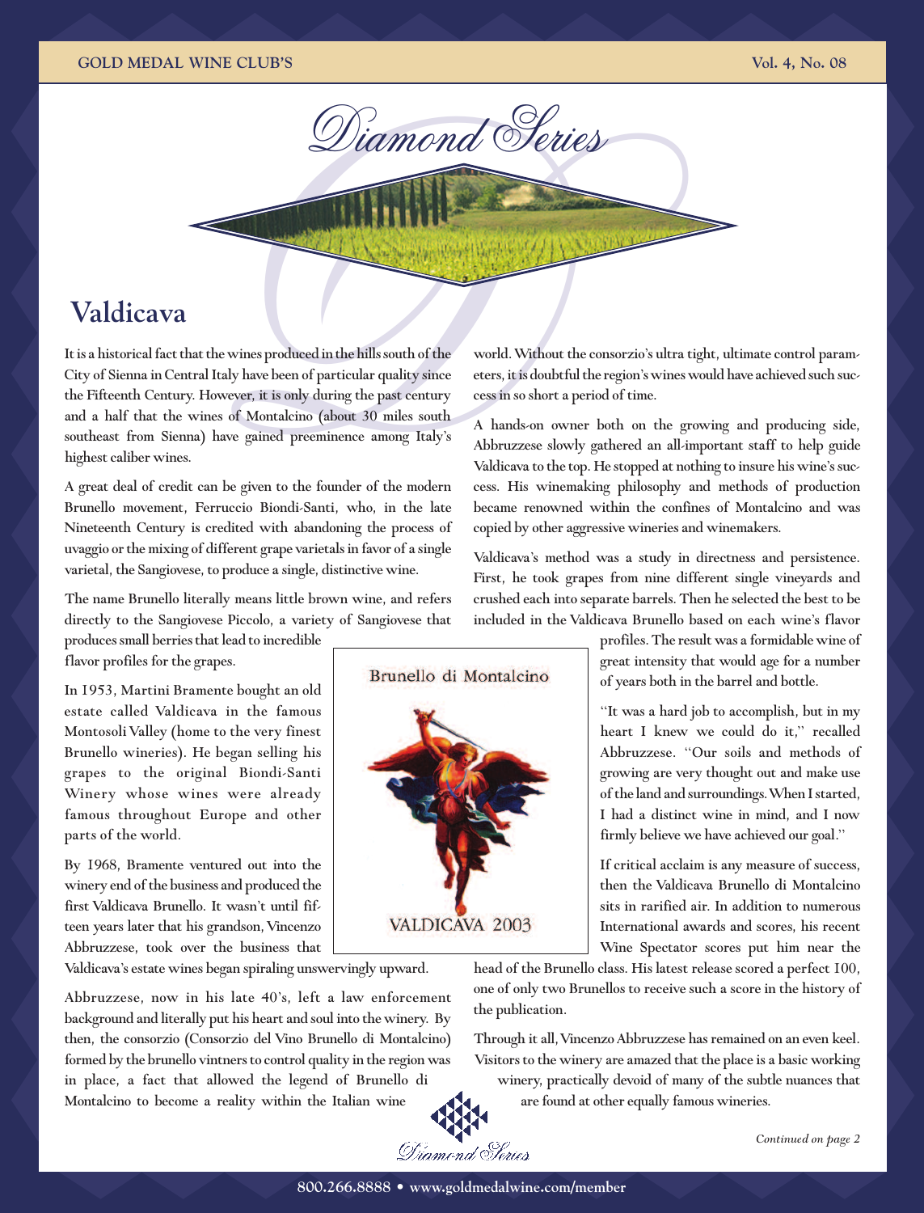# Diamond Series

## Valdicava

It is a historical fact that the wines produced in the hills south of the City of Sienna in Central Italy have been of particular quality since the Fifteenth Century. However, it is only during the past century and a half that the wines of Montalcino (about 30 miles south southeast from Sienna) have gained preeminence among Italy's highest caliber wines.

A great deal of credit can be given to the founder of the modern Brunello movement, Ferruccio Biondi-Santi, who, in the late Nineteenth Century is credited with abandoning the process of uvaggio or the mixing of different grape varietals in favor of a single varietal, the Sangiovese, to produce a single, distinctive wine.

The name Brunello literally means little brown wine, and refers directly to the Sangiovese Piccolo, a variety of Sangiovese that produces small berries that lead to incredible flavor profiles for the grapes.

In 1953, Martini Bramente bought an old estate called Valdicava in the famous Montosoli Valley (home to the very finest Brunello wineries). He began selling his grapes to the original Biondi-Santi Winery whose wines were already famous throughout Europe and other parts of the world.

By 1968, Bramente ventured out into the winery end of the business and produced the first Valdicava Brunello. It wasn't until fifteen years later that his grandson, Vincenzo Abbruzzese, took over the business that Valdicava's estate wines began spiraling unswervingly upward.

Abbruzzese, now in his late 40's, left a law enforcement background and literally put his heart and soul into the winery. By then, the consorzio (Consorzio del Vino Brunello di Montalcino) formed by the brunello vintners to control quality in the region was in place, a fact that allowed the legend of Brunello di Montalcino to become a reality within the Italian wine world. Without the consorzio's ultra tight, ultimate control parameters, it is doubtful the region's wines would have achieved such success in so short a period of time.

A hands-on owner both on the growing and producing side, Abbruzzese slowly gathered an all-important staff to help guide Valdicava to the top. He stopped at nothing to insure his wine's success. His winemaking philosophy and methods of production became renowned within the confines of Montalcino and was copied by other aggressive wineries and winemakers.

Valdicava's method was a study in directness and persistence. First, he took grapes from nine different single vineyards and crushed each into separate barrels. Then he selected the best to be included in the Valdicava Brunello based on each wine's flavor profiles. The result was a formidable wine of great intensity that would age for a number of years both in the barrel and bottle.

"It was a hard job to accomplish, but in my heart I knew we could do it," recalled Abbruzzese. "Our soils and methods of growing are very thought out and make use of the land and surroundings. When I started, I had a distinct wine in mind, and I now firmly believe we have achieved our goal."

If critical acclaim is any measure of success, then the Valdicava Brunello di Montalcino sits in rarified air. In addition to numerous International awards and scores, his recent Wine Spectator scores put him near the head of the Brunello class. His latest release scored a perfect 100, one of only two Brunellos to receive such a score in the history of the publication.

Through it all, Vincenzo Abbruzzese has remained on an even keel. Visitors to the winery are amazed that the place is a basic working winery, practically devoid of many of the subtle nuances that are found at other equally famous wineries.

Brunello di Montalcino

VALDICAVA 2003

*Continued on page 2*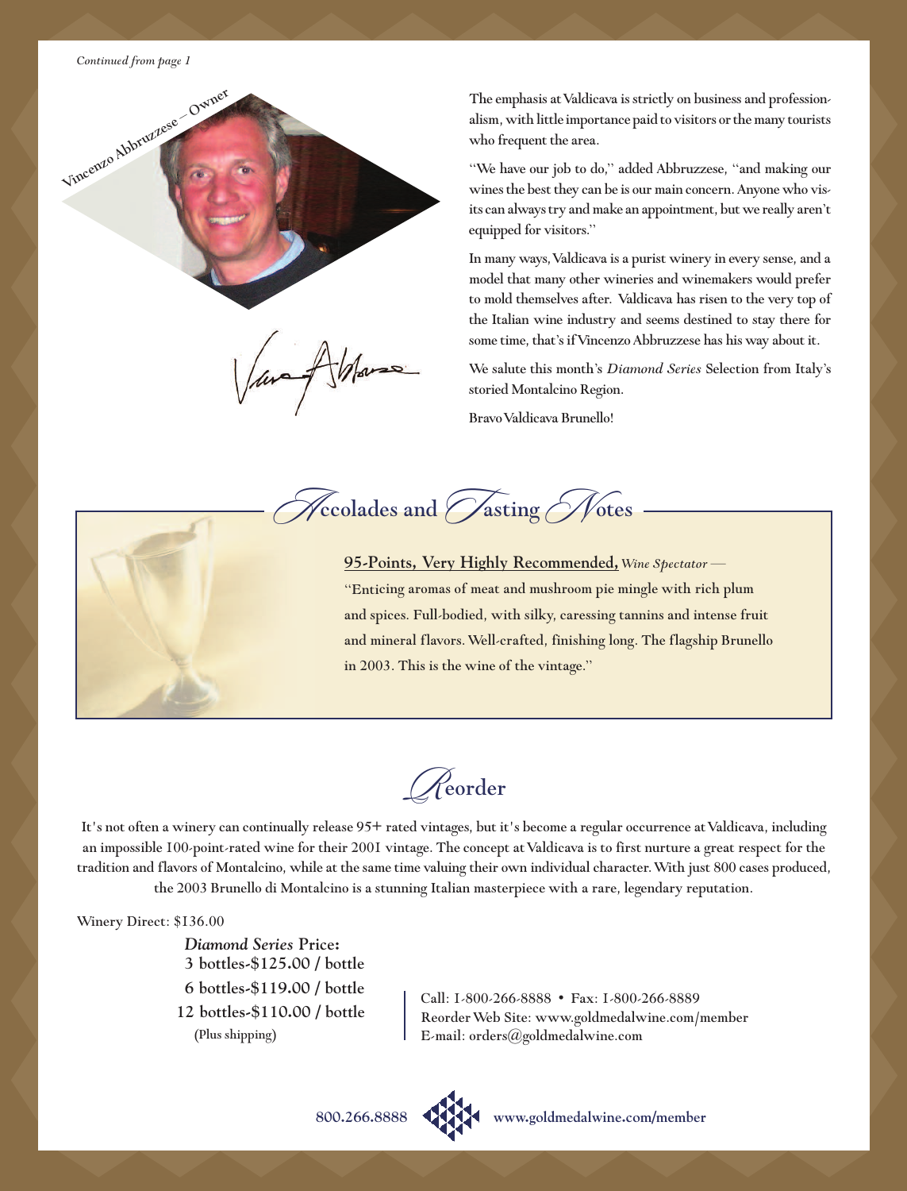*Continued from page 1*

Vincenzo Abbruzzese – Owner

The emphasis at Valdicava is strictly on business and professionalism, with little importance paid to visitors or the many tourists who frequent the area.

"We have our job to do," added Abbruzzese, "and making our wines the best they can be is our main concern. Anyone who visits can always try and make an appointment, but we really aren't equipped for visitors."

In many ways, Valdicava is a purist winery in every sense, and a model that many other wineries and winemakers would prefer to mold themselves after. Valdicava has risen to the very top of the Italian wine industry and seems destined to stay there for some time, that's if Vincenzo Abbruzzese has his way about it.

We salute this month's *Diamond Series* Selection from Italy's storied Montalcino Region.

Bravo Valdicava Brunello!

## Accolades and Tasting Notes

**95-Points, Very Highly Recommended,** *Wine Spectator* —

"Enticing aromas of meat and mushroom pie mingle with rich plum and spices. Full-bodied, with silky, caressing tannins and intense fruit and mineral flavors. Well-crafted, finishing long. The flagship Brunello in 2003. This is the wine of the vintage."

## Reorder

It's not often a winery can continually release 95+ rated vintages, but it's become a regular occurrence at Valdicava, including an impossible 100-point-rated wine for their 2001 vintage. The concept at Valdicava is to first nurture a great respect for the tradition and flavors of Montalcino, while at the same time valuing their own individual character. With just 800 cases produced, the 2003 Brunello di Montalcino is a stunning Italian masterpiece with a rare, legendary reputation.

Winery Direct: $136.00

**_Diamond Series_ Price:**
**3 bottles-$125.00 / bottle**
**6 bottles-$119.00 / bottle**
**12 bottles-$110.00 / bottle**
(Plus shipping)

Call: 1-800-266-8888 • Fax: 1-800-266-8889
Reorder Web Site: www.goldmedalwine.com/member
E-mail: orders@goldmedalwine.com

800.266.8888 www.goldmedalwine.com/member